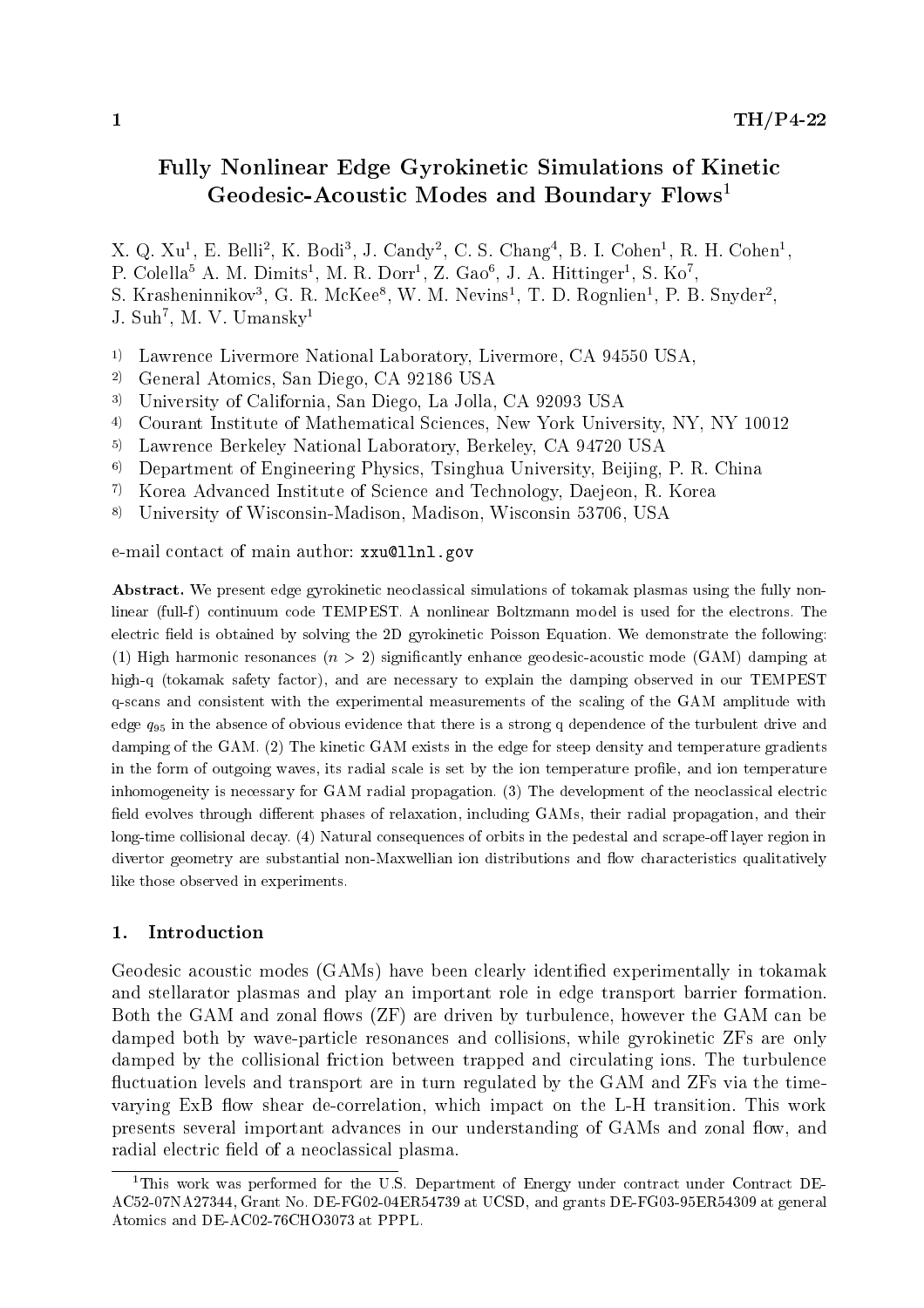# Fully Nonlinear Edge Gyrokinetic Simulations of Kinetic Geodesic-Acoustic Modes and Boundary Flows[1]

X. Q. Xu[1], E. Belli[2], K. Bodi[3], J. Candy[2], C. S. Chang[4], B. I. Cohen[1], R. H. Cohen[1], P. Colella[5] A. M. Dimits[1], M. R. Dorr[1], Z. Gao[6], J. A. Hittinger[1], S. Ko[7], S. Krasheninnikov[3], G. R. McKee[8], W. M. Nevins[1], T. D. Rognlien[1], P. B. Snyder[2], J. Suh[7], M. V. Umansky[1]

1) Lawrence Livermore National Laboratory, Livermore, CA 94550 USA,
2) General Atomics, San Diego, CA 92186 USA
3) University of California, San Diego, La Jolla, CA 92093 USA
4) Courant Institute of Mathematical Sciences, New York University, NY, NY 10012
5) Lawrence Berkeley National Laboratory, Berkeley, CA 94720 USA
6) Department of Engineering Physics, Tsinghua University, Beijing, P. R. China
7) Korea Advanced Institute of Science and Technology, Daejeon, R. Korea
8) University of Wisconsin-Madison, Madison, Wisconsin 53706, USA

e-mail contact of main author: xxu@llnl.gov

**Abstract.** We present edge gyrokinetic neoclassical simulations of tokamak plasmas using the fully nonlinear (full-f) continuum code TEMPEST. A nonlinear Boltzmann model is used for the electrons. The electric field is obtained by solving the 2D gyrokinetic Poisson Equation. We demonstrate the following: (1) High harmonic resonances ($n > 2$) significantly enhance geodesic-acoustic mode (GAM) damping at high-q (tokamak safety factor), and are necessary to explain the damping observed in our TEMPEST q-scans and consistent with the experimental measurements of the scaling of the GAM amplitude with edge $q_{95}$ in the absence of obvious evidence that there is a strong q dependence of the turbulent drive and damping of the GAM. (2) The kinetic GAM exists in the edge for steep density and temperature gradients in the form of outgoing waves, its radial scale is set by the ion temperature profile, and ion temperature inhomogeneity is necessary for GAM radial propagation. (3) The development of the neoclassical electric field evolves through different phases of relaxation, including GAMs, their radial propagation, and their long-time collisional decay. (4) Natural consequences of orbits in the pedestal and scrape-off layer region in divertor geometry are substantial non-Maxwellian ion distributions and flow characteristics qualitatively like those observed in experiments.

## 1. Introduction

Geodesic acoustic modes (GAMs) have been clearly identified experimentally in tokamak and stellarator plasmas and play an important role in edge transport barrier formation. Both the GAM and zonal flows (ZF) are driven by turbulence, however the GAM can be damped both by wave-particle resonances and collisions, while gyrokinetic ZFs are only damped by the collisional friction between trapped and circulating ions. The turbulence fluctuation levels and transport are in turn regulated by the GAM and ZFs via the time-varying ExB flow shear de-correlation, which impact on the L-H transition. This work presents several important advances in our understanding of GAMs and zonal flow, and radial electric field of a neoclassical plasma.

[1] This work was performed for the U.S. Department of Energy under contract under Contract DE-AC52-07NA27344, Grant No. DE-FG02-04ER54739 at UCSD, and grants DE-FG03-95ER54309 at general Atomics and DE-AC02-76CHO3073 at PPPL.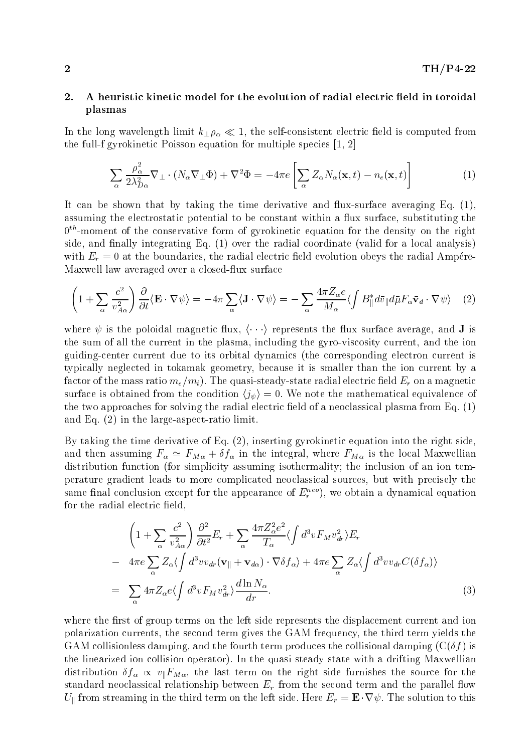## 2. A heuristic kinetic model for the evolution of radial electric field in toroidal plasmas

In the long wavelength limit $k_\perp \rho_\alpha \ll 1$, the self-consistent electric field is computed from the full-f gyrokinetic Poisson equation for multiple species [1, 2]

$$
\sum_\alpha \frac{\rho_\alpha^2}{2\lambda_{D\alpha}^2} \nabla_\perp \cdot (N_\alpha \nabla_\perp \Phi) + \nabla^2 \Phi = -4\pi e \left[ \sum_\alpha Z_\alpha N_\alpha(\mathbf{x}, t) - n_e(\mathbf{x}, t) \right] \tag{1}
$$

It can be shown that by taking the time derivative and flux-surface averaging Eq. (1), assuming the electrostatic potential to be constant within a flux surface, substituting the $0^{th}$-moment of the conservative form of gyrokinetic equation for the density on the right side, and finally integrating Eq. (1) over the radial coordinate (valid for a local analysis) with $E_r = 0$ at the boundaries, the radial electric field evolution obeys the radial Ampére-Maxwell law averaged over a closed-flux surface

$$
\left( 1 + \sum_\alpha \frac{c^2}{v_{A\alpha}^2} \right) \frac{\partial}{\partial t} \langle \mathbf{E} \cdot \nabla \psi \rangle = -4\pi \sum_\alpha \langle \mathbf{J} \cdot \nabla \psi \rangle = - \sum_\alpha \frac{4\pi Z_\alpha e}{M_\alpha} \langle \int B_\parallel^* d\bar{v}_\parallel d\bar{\mu} F_\alpha \bar{\mathbf{v}}_d \cdot \nabla \psi \rangle \tag{2}
$$

where $\psi$ is the poloidal magnetic flux, $\langle \cdots \rangle$ represents the flux surface average, and $\mathbf{J}$ is the sum of all the current in the plasma, including the gyro-viscosity current, and the ion guiding-center current due to its orbital dynamics (the corresponding electron current is typically neglected in tokamak geometry, because it is smaller than the ion current by a factor of the mass ratio $m_e/m_i$). The quasi-steady-state radial electric field $E_r$ on a magnetic surface is obtained from the condition $\langle j_\psi \rangle = 0$. We note the mathematical equivalence of the two approaches for solving the radial electric field of a neoclassical plasma from Eq. (1) and Eq. (2) in the large-aspect-ratio limit.

By taking the time derivative of Eq. (2), inserting gyrokinetic equation into the right side, and then assuming $F_\alpha \simeq F_{M\alpha} + \delta f_\alpha$ in the integral, where $F_{M\alpha}$ is the local Maxwellian distribution function (for simplicity assuming isothermality; the inclusion of an ion temperature gradient leads to more complicated neoclassical sources, but with precisely the same final conclusion except for the appearance of $E_r^{neo}$), we obtain a dynamical equation for the radial electric field,

$$
\begin{aligned}
& \left( 1 + \sum_\alpha \frac{c^2}{v_{A\alpha}^2} \right) \frac{\partial^2}{\partial t^2} E_r + \sum_\alpha \frac{4\pi Z_\alpha^2 e^2}{T_\alpha} \langle \int d^3v F_M v_{dr}^2 \rangle E_r \\
- \;& 4\pi e \sum_\alpha Z_\alpha \langle \int d^3v v_{dr} (\mathbf{v}_\parallel + \mathbf{v}_{d\alpha}) \cdot \nabla \delta f_\alpha \rangle + 4\pi e \sum_\alpha Z_\alpha \langle \int d^3v v_{dr} C(\delta f_\alpha) \rangle \\
= \;& \sum_\alpha 4\pi Z_\alpha e \langle \int d^3v F_M v_{dr}^2 \rangle \frac{d \ln N_\alpha}{dr}.
\end{aligned} \tag{3}
$$

where the first of group terms on the left side represents the displacement current and ion polarization currents, the second term gives the GAM frequency, the third term yields the GAM collisionless damping, and the fourth term produces the collisional damping ($C(\delta f)$ is the linearized ion collision operator). In the quasi-steady state with a drifting Maxwellian distribution $\delta f_\alpha \propto v_\parallel F_{M\alpha}$, the last term on the right side furnishes the source for the standard neoclassical relationship between $E_r$ from the second term and the parallel flow $U_\parallel$ from streaming in the third term on the left side. Here $E_r = \mathbf{E} \cdot \nabla \psi$. The solution to this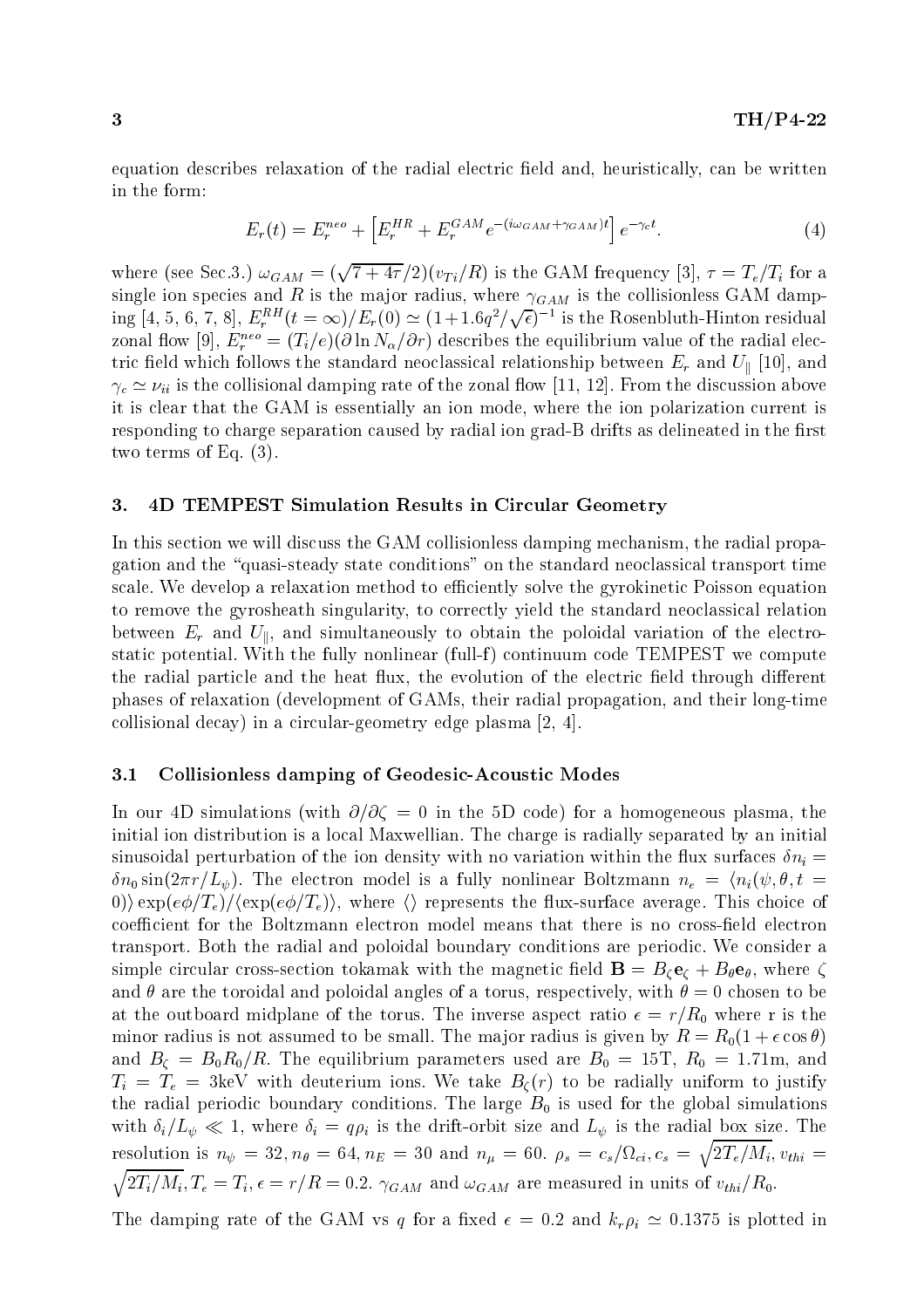equation describes relaxation of the radial electric field and, heuristically, can be written in the form:

$$E_r(t) = E_r^{neo} + \left[E_r^{HR} + E_r^{GAM} e^{-(i\omega_{GAM}+\gamma_{GAM})t}\right] e^{-\gamma_c t}. \tag{4}$$

where (see Sec.3.) $\omega_{GAM} = (\sqrt{7+4\tau}/2)(v_{Ti}/R)$ is the GAM frequency [3], $\tau = T_e/T_i$ for a single ion species and $R$ is the major radius, where $\gamma_{GAM}$ is the collisionless GAM damping [4, 5, 6, 7, 8], $E_r^{RH}(t=\infty)/E_r(0) \simeq (1+1.6q^2/\sqrt{\epsilon})^{-1}$ is the Rosenbluth-Hinton residual zonal flow [9], $E_r^{neo} = (T_i/e)(\partial \ln N_\alpha/\partial r)$ describes the equilibrium value of the radial electric field which follows the standard neoclassical relationship between $E_r$ and $U_\parallel$ [10], and $\gamma_c \simeq \nu_{ii}$ is the collisional damping rate of the zonal flow [11, 12]. From the discussion above it is clear that the GAM is essentially an ion mode, where the ion polarization current is responding to charge separation caused by radial ion grad-B drifts as delineated in the first two terms of Eq. (3).

## 3. 4D TEMPEST Simulation Results in Circular Geometry

In this section we will discuss the GAM collisionless damping mechanism, the radial propagation and the "quasi-steady state conditions" on the standard neoclassical transport time scale. We develop a relaxation method to efficiently solve the gyrokinetic Poisson equation to remove the gyrosheath singularity, to correctly yield the standard neoclassical relation between $E_r$ and $U_\parallel$, and simultaneously to obtain the poloidal variation of the electrostatic potential. With the fully nonlinear (full-f) continuum code TEMPEST we compute the radial particle and the heat flux, the evolution of the electric field through different phases of relaxation (development of GAMs, their radial propagation, and their long-time collisional decay) in a circular-geometry edge plasma [2, 4].

### 3.1 Collisionless damping of Geodesic-Acoustic Modes

In our 4D simulations (with $\partial/\partial\zeta = 0$ in the 5D code) for a homogeneous plasma, the initial ion distribution is a local Maxwellian. The charge is radially separated by an initial sinusoidal perturbation of the ion density with no variation within the flux surfaces $\delta n_i = \delta n_0 \sin(2\pi r/L_\psi)$. The electron model is a fully nonlinear Boltzmann $n_e = \langle n_i(\psi,\theta,t=0)\rangle \exp(e\phi/T_e)/\langle \exp(e\phi/T_e)\rangle$, where $\langle\rangle$ represents the flux-surface average. This choice of coefficient for the Boltzmann electron model means that there is no cross-field electron transport. Both the radial and poloidal boundary conditions are periodic. We consider a simple circular cross-section tokamak with the magnetic field $\mathbf{B} = B_\zeta \mathbf{e}_\zeta + B_\theta \mathbf{e}_\theta$, where $\zeta$ and $\theta$ are the toroidal and poloidal angles of a torus, respectively, with $\theta = 0$ chosen to be at the outboard midplane of the torus. The inverse aspect ratio $\epsilon = r/R_0$ where r is the minor radius is not assumed to be small. The major radius is given by $R = R_0(1+\epsilon\cos\theta)$ and $B_\zeta = B_0 R_0/R$. The equilibrium parameters used are $B_0 = 15$T, $R_0 = 1.71$m, and $T_i = T_e = 3$keV with deuterium ions. We take $B_\zeta(r)$ to be radially uniform to justify the radial periodic boundary conditions. The large $B_0$ is used for the global simulations with $\delta_i/L_\psi \ll 1$, where $\delta_i = q\rho_i$ is the drift-orbit size and $L_\psi$ is the radial box size. The resolution is $n_\psi = 32, n_\theta = 64, n_E = 30$ and $n_\mu = 60$. $\rho_s = c_s/\Omega_{ci}, c_s = \sqrt{2T_e/M_i}, v_{thi} = \sqrt{2T_i/M_i}, T_e = T_i, \epsilon = r/R = 0.2$. $\gamma_{GAM}$ and $\omega_{GAM}$ are measured in units of $v_{thi}/R_0$.

The damping rate of the GAM vs $q$ for a fixed $\epsilon = 0.2$ and $k_r\rho_i \simeq 0.1375$ is plotted in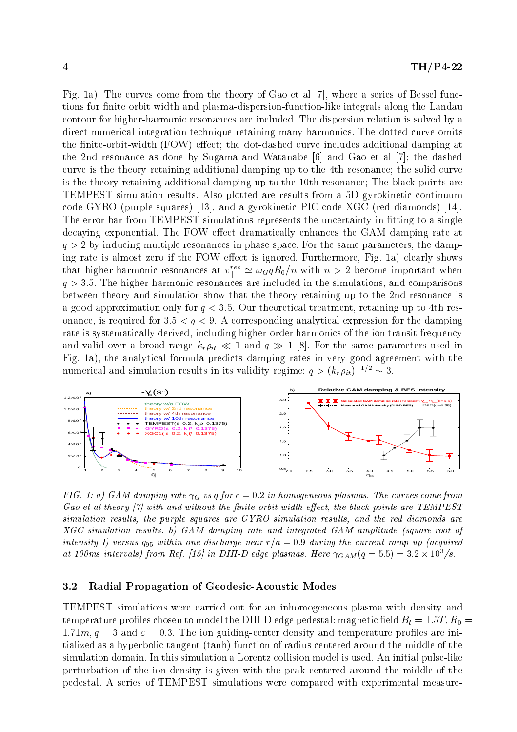Fig. 1a). The curves come from the theory of Gao et al [7], where a series of Bessel functions for finite orbit width and plasma-dispersion-function-like integrals along the Landau contour for higher-harmonic resonances are included. The dispersion relation is solved by a direct numerical-integration technique retaining many harmonics. The dotted curve omits the finite-orbit-width (FOW) effect; the dot-dashed curve includes additional damping at the 2nd resonance as done by Sugama and Watanabe [6] and Gao et al [7]; the dashed curve is the theory retaining additional damping up to the 4th resonance; the solid curve is the theory retaining additional damping up to the 10th resonance; The black points are TEMPEST simulation results. Also plotted are results from a 5D gyrokinetic continuum code GYRO (purple squares) [13], and a gyrokinetic PIC code XGC (red diamonds) [14]. The error bar from TEMPEST simulations represents the uncertainty in fitting to a single decaying exponential. The FOW effect dramatically enhances the GAM damping rate at $q > 2$ by inducing multiple resonances in phase space. For the same parameters, the damping rate is almost zero if the FOW effect is ignored. Furthermore, Fig. 1a) clearly shows that higher-harmonic resonances at $v_{\parallel}^{res} \simeq \omega_G q R_0/n$ with $n > 2$ become important when $q > 3.5$. The higher-harmonic resonances are included in the simulations, and comparisons between theory and simulation show that the theory retaining up to the 2nd resonance is a good approximation only for $q < 3.5$. Our theoretical treatment, retaining up to 4th resonance, is required for $3.5 < q < 9$. A corresponding analytical expression for the damping rate is systematically derived, including higher-order harmonics of the ion transit frequency and valid over a broad range $k_r \rho_{it} \ll 1$ and $q \gg 1$ [8]. For the same parameters used in Fig. 1a), the analytical formula predicts damping rates in very good agreement with the numerical and simulation results in its validity regime: $q > (k_r \rho_{it})^{-1/2} \sim 3$.

*FIG. 1: a) GAM damping rate $\gamma_G$ vs $q$ for $\epsilon = 0.2$ in homogeneous plasmas. The curves come from Gao et al theory [7] with and without the finite-orbit-width effect, the black points are TEMPEST simulation results, the purple squares are GYRO simulation results, and the red diamonds are XGC simulation results. b) GAM damping rate and integrated GAM amplitude (square-root of intensity I) versus $q_{95}$ within one discharge near $r/a = 0.9$ during the current ramp up (acquired at 100ms intervals) from Ref. [15] in DIII-D edge plasmas. Here $\gamma_{GAM}(q = 5.5) = 3.2 \times 10^3/s$.*

### 3.2 Radial Propagation of Geodesic-Acoustic Modes

TEMPEST simulations were carried out for an inhomogeneous plasma with density and temperature profiles chosen to model the DIII-D edge pedestal: magnetic field $B_t = 1.5T$, $R_0 = 1.71m$, $q = 3$ and $\varepsilon = 0.3$. The ion guiding-center density and temperature profiles are initialized as a hyperbolic tangent (tanh) function of radius centered around the middle of the simulation domain. In this simulation a Lorentz collision model is used. An initial pulse-like perturbation of the ion density is given with the peak centered around the middle of the pedestal. A series of TEMPEST simulations were compared with experimental measure-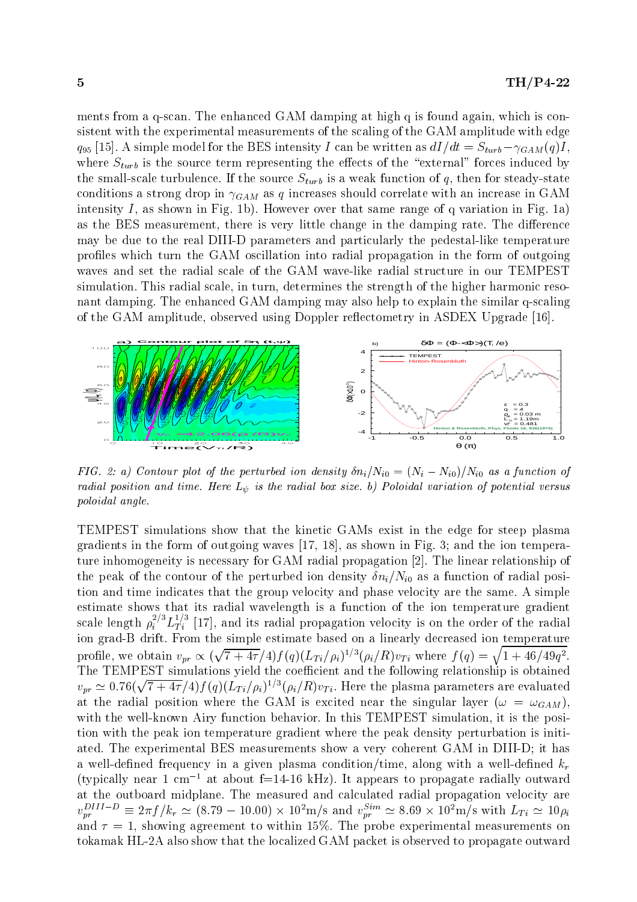ments from a q-scan. The enhanced GAM damping at high q is found again, which is consistent with the experimental measurements of the scaling of the GAM amplitude with edge $q_{95}$ [15]. A simple model for the BES intensity $I$ can be written as $dI/dt = S_{turb} - \gamma_{GAM}(q)I$, where $S_{turb}$ is the source term representing the effects of the "external" forces induced by the small-scale turbulence. If the source $S_{turb}$ is a weak function of $q$, then for steady-state conditions a strong drop in $\gamma_{GAM}$ as $q$ increases should correlate with an increase in GAM intensity $I$, as shown in Fig. 1b). However over that same range of q variation in Fig. 1a) as the BES measurement, there is very little change in the damping rate. The difference may be due to the real DIII-D parameters and particularly the pedestal-like temperature profiles which turn the GAM oscillation into radial propagation in the form of outgoing waves and set the radial scale of the GAM wave-like radial structure in our TEMPEST simulation. This radial scale, in turn, determines the strength of the higher harmonic resonant damping. The enhanced GAM damping may also help to explain the similar q-scaling of the GAM amplitude, observed using Doppler reflectometry in ASDEX Upgrade [16].

*FIG. 2: a) Contour plot of the perturbed ion density $\delta n_i/N_{i0} = (N_i - N_{i0})/N_{i0}$ as a function of radial position and time. Here $L_\psi$ is the radial box size. b) Poloidal variation of potential versus poloidal angle.*

TEMPEST simulations show that the kinetic GAMs exist in the edge for steep plasma gradients in the form of outgoing waves [17, 18], as shown in Fig. 3; and the ion temperature inhomogeneity is necessary for GAM radial propagation [2]. The linear relationship of the peak of the contour of the perturbed ion density $\delta n_i/N_{i0}$ as a function of radial position and time indicates that the group velocity and phase velocity are the same. A simple estimate shows that its radial wavelength is a function of the ion temperature gradient scale length $\rho_i^{2/3} L_{Ti}^{1/3}$ [17], and its radial propagation velocity is on the order of the radial ion grad-B drift. From the simple estimate based on a linearly decreased ion temperature profile, we obtain $v_{pr} \propto (\sqrt{7+4\tau}/4) f(q) (L_{Ti}/\rho_i)^{1/3} (\rho_i/R) v_{Ti}$ where $f(q) = \sqrt{1 + 46/49q^2}$. The TEMPEST simulations yield the coefficient and the following relationship is obtained $v_{pr} \simeq 0.76(\sqrt{7+4\tau}/4) f(q) (L_{Ti}/\rho_i)^{1/3} (\rho_i/R) v_{Ti}$. Here the plasma parameters are evaluated at the radial position where the GAM is excited near the singular layer ($\omega = \omega_{GAM}$), with the well-known Airy function behavior. In this TEMPEST simulation, it is the position with the peak ion temperature gradient where the peak density perturbation is initiated. The experimental BES measurements show a very coherent GAM in DIII-D; it has a well-defined frequency in a given plasma condition/time, along with a well-defined $k_r$ (typically near 1 cm$^{-1}$ at about f=14-16 kHz). It appears to propagate radially outward at the outboard midplane. The measured and calculated radial propagation velocity are $v_{pr}^{DIII-D} \equiv 2\pi f/k_r \simeq (8.79 - 10.00) \times 10^2$m/s and $v_{pr}^{Sim} \simeq 8.69 \times 10^2$m/s with $L_{Ti} \simeq 10\rho_i$ and $\tau = 1$, showing agreement to within 15%. The probe experimental measurements on tokamak HL-2A also show that the localized GAM packet is observed to propagate outward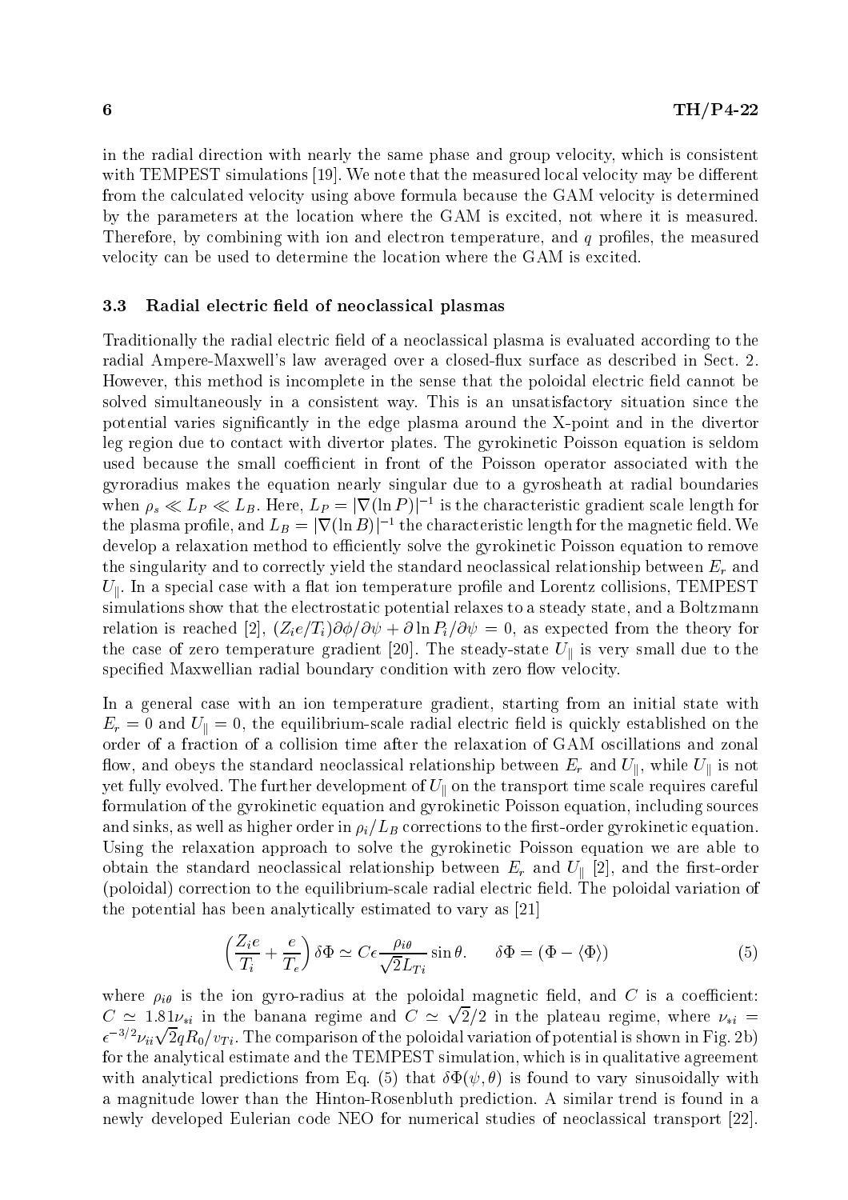in the radial direction with nearly the same phase and group velocity, which is consistent with TEMPEST simulations [19]. We note that the measured local velocity may be different from the calculated velocity using above formula because the GAM velocity is determined by the parameters at the location where the GAM is excited, not where it is measured. Therefore, by combining with ion and electron temperature, and $q$ profiles, the measured velocity can be used to determine the location where the GAM is excited.

### 3.3 Radial electric field of neoclassical plasmas

Traditionally the radial electric field of a neoclassical plasma is evaluated according to the radial Ampere-Maxwell's law averaged over a closed-flux surface as described in Sect. 2. However, this method is incomplete in the sense that the poloidal electric field cannot be solved simultaneously in a consistent way. This is an unsatisfactory situation since the potential varies significantly in the edge plasma around the X-point and in the divertor leg region due to contact with divertor plates. The gyrokinetic Poisson equation is seldom used because the small coefficient in front of the Poisson operator associated with the gyroradius makes the equation nearly singular due to a gyrosheath at radial boundaries when $\rho_s \ll L_P \ll L_B$. Here, $L_P = |\nabla(\ln P)|^{-1}$ is the characteristic gradient scale length for the plasma profile, and $L_B = |\nabla(\ln B)|^{-1}$ the characteristic length for the magnetic field. We develop a relaxation method to efficiently solve the gyrokinetic Poisson equation to remove the singularity and to correctly yield the standard neoclassical relationship between $E_r$ and $U_\parallel$. In a special case with a flat ion temperature profile and Lorentz collisions, TEMPEST simulations show that the electrostatic potential relaxes to a steady state, and a Boltzmann relation is reached [2], $(Z_i e/T_i)\partial\phi/\partial\psi + \partial \ln P_i/\partial\psi = 0$, as expected from the theory for the case of zero temperature gradient [20]. The steady-state $U_\parallel$ is very small due to the specified Maxwellian radial boundary condition with zero flow velocity.

In a general case with an ion temperature gradient, starting from an initial state with $E_r = 0$ and $U_\parallel = 0$, the equilibrium-scale radial electric field is quickly established on the order of a fraction of a collision time after the relaxation of GAM oscillations and zonal flow, and obeys the standard neoclassical relationship between $E_r$ and $U_\parallel$, while $U_\parallel$ is not yet fully evolved. The further development of $U_\parallel$ on the transport time scale requires careful formulation of the gyrokinetic equation and gyrokinetic Poisson equation, including sources and sinks, as well as higher order in $\rho_i/L_B$ corrections to the first-order gyrokinetic equation. Using the relaxation approach to solve the gyrokinetic Poisson equation we are able to obtain the standard neoclassical relationship between $E_r$ and $U_\parallel$ [2], and the first-order (poloidal) correction to the equilibrium-scale radial electric field. The poloidal variation of the potential has been analytically estimated to vary as [21]

$$\left(\frac{Z_i e}{T_i} + \frac{e}{T_e}\right)\delta\Phi \simeq C\epsilon \frac{\rho_{i\theta}}{\sqrt{2}L_{Ti}} \sin\theta. \qquad \delta\Phi = (\Phi - \langle\Phi\rangle) \tag{5}$$

where $\rho_{i\theta}$ is the ion gyro-radius at the poloidal magnetic field, and $C$ is a coefficient: $C \simeq 1.81\nu_{*i}$ in the banana regime and $C \simeq \sqrt{2}/2$ in the plateau regime, where $\nu_{*i} = \epsilon^{-3/2}\nu_{ii}\sqrt{2}qR_0/v_{Ti}$. The comparison of the poloidal variation of potential is shown in Fig. 2b) for the analytical estimate and the TEMPEST simulation, which is in qualitative agreement with analytical predictions from Eq. (5) that $\delta\Phi(\psi, \theta)$ is found to vary sinusoidally with a magnitude lower than the Hinton-Rosenbluth prediction. A similar trend is found in a newly developed Eulerian code NEO for numerical studies of neoclassical transport [22].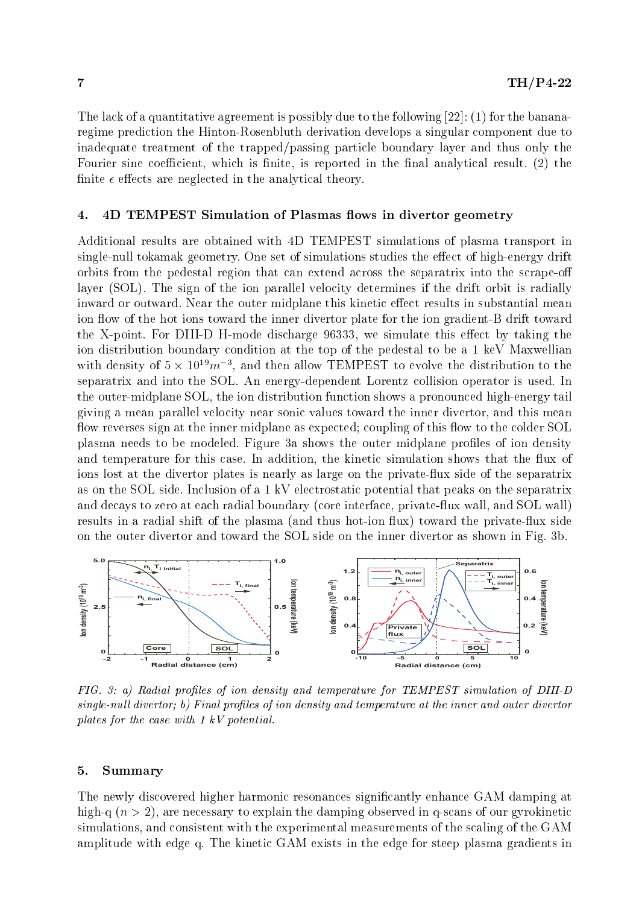The lack of a quantitative agreement is possibly due to the following [22]: (1) for the banana-regime prediction the Hinton-Rosenbluth derivation develops a singular component due to inadequate treatment of the trapped/passing particle boundary layer and thus only the Fourier sine coefficient, which is finite, is reported in the final analytical result. (2) the finite $\epsilon$ effects are neglected in the analytical theory.

## 4. 4D TEMPEST Simulation of Plasmas flows in divertor geometry

Additional results are obtained with 4D TEMPEST simulations of plasma transport in single-null tokamak geometry. One set of simulations studies the effect of high-energy drift orbits from the pedestal region that can extend across the separatrix into the scrape-off layer (SOL). The sign of the ion parallel velocity determines if the drift orbit is radially inward or outward. Near the outer midplane this kinetic effect results in substantial mean ion flow of the hot ions toward the inner divertor plate for the ion gradient-B drift toward the X-point. For DIII-D H-mode discharge 96333, we simulate this effect by taking the ion distribution boundary condition at the top of the pedestal to be a 1 keV Maxwellian with density of $5 \times 10^{19} m^{-3}$, and then allow TEMPEST to evolve the distribution to the separatrix and into the SOL. An energy-dependent Lorentz collision operator is used. In the outer-midplane SOL, the ion distribution function shows a pronounced high-energy tail giving a mean parallel velocity near sonic values toward the inner divertor, and this mean flow reverses sign at the inner midplane as expected; coupling of this flow to the colder SOL plasma needs to be modeled. Figure 3a shows the outer midplane profiles of ion density and temperature for this case. In addition, the kinetic simulation shows that the flux of ions lost at the divertor plates is nearly as large on the private-flux side of the separatrix as on the SOL side. Inclusion of a 1 kV electrostatic potential that peaks on the separatrix and decays to zero at each radial boundary (core interface, private-flux wall, and SOL wall) results in a radial shift of the plasma (and thus hot-ion flux) toward the private-flux side on the outer divertor and toward the SOL side on the inner divertor as shown in Fig. 3b.

*FIG. 3: a) Radial profiles of ion density and temperature for TEMPEST simulation of DIII-D single-null divertor; b) Final profiles of ion density and temperature at the inner and outer divertor plates for the case with 1 kV potential.*

## 5. Summary

The newly discovered higher harmonic resonances significantly enhance GAM damping at high-q ($n > 2$), are necessary to explain the damping observed in q-scans of our gyrokinetic simulations, and consistent with the experimental measurements of the scaling of the GAM amplitude with edge q. The kinetic GAM exists in the edge for steep plasma gradients in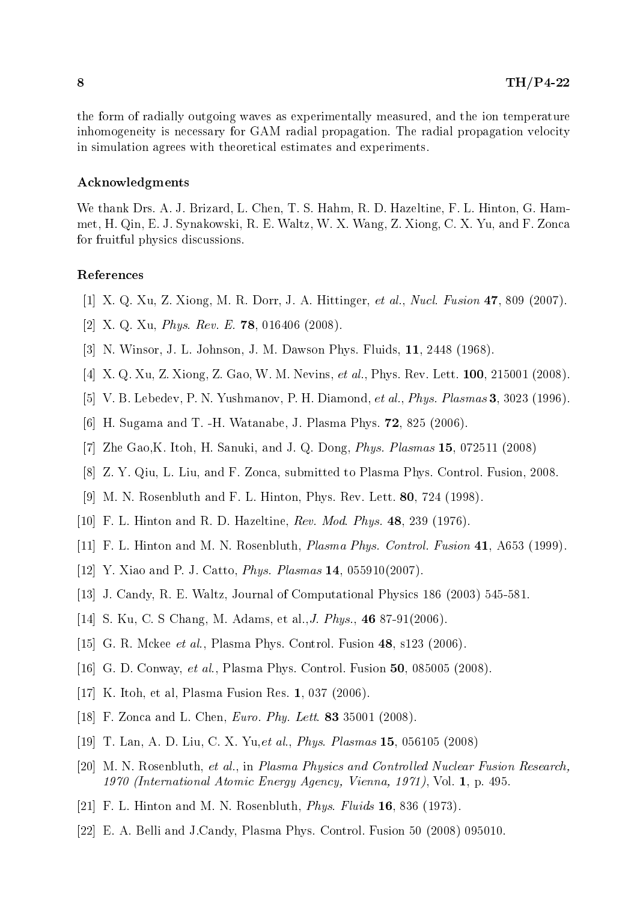the form of radially outgoing waves as experimentally measured, and the ion temperature inhomogeneity is necessary for GAM radial propagation. The radial propagation velocity in simulation agrees with theoretical estimates and experiments.

### Acknowledgments

We thank Drs. A. J. Brizard, L. Chen, T. S. Hahm, R. D. Hazeltine, F. L. Hinton, G. Hammet, H. Qin, E. J. Synakowski, R. E. Waltz, W. X. Wang, Z. Xiong, C. X. Yu, and F. Zonca for fruitful physics discussions.

### References

[1] X. Q. Xu, Z. Xiong, M. R. Dorr, J. A. Hittinger, *et al.*, *Nucl. Fusion* **47**, 809 (2007).

[2] X. Q. Xu, *Phys. Rev. E.* **78**, 016406 (2008).

[3] N. Winsor, J. L. Johnson, J. M. Dawson Phys. Fluids, **11**, 2448 (1968).

[4] X. Q. Xu, Z. Xiong, Z. Gao, W. M. Nevins, *et al.*, Phys. Rev. Lett. **100**, 215001 (2008).

[5] V. B. Lebedev, P. N. Yushmanov, P. H. Diamond, *et al.*, *Phys. Plasmas* **3**, 3023 (1996).

[6] H. Sugama and T. -H. Watanabe, J. Plasma Phys. **72**, 825 (2006).

[7] Zhe Gao,K. Itoh, H. Sanuki, and J. Q. Dong, *Phys. Plasmas* **15**, 072511 (2008)

[8] Z. Y. Qiu, L. Liu, and F. Zonca, submitted to Plasma Phys. Control. Fusion, 2008.

[9] M. N. Rosenbluth and F. L. Hinton, Phys. Rev. Lett. **80**, 724 (1998).

[10] F. L. Hinton and R. D. Hazeltine, *Rev. Mod. Phys.* **48**, 239 (1976).

[11] F. L. Hinton and M. N. Rosenbluth, *Plasma Phys. Control. Fusion* **41**, A653 (1999).

[12] Y. Xiao and P. J. Catto, *Phys. Plasmas* **14**, 055910(2007).

[13] J. Candy, R. E. Waltz, Journal of Computational Physics 186 (2003) 545-581.

[14] S. Ku, C. S Chang, M. Adams, et al.,*J. Phys.*, **46** 87-91(2006).

[15] G. R. Mckee *et al.*, Plasma Phys. Control. Fusion **48**, s123 (2006).

[16] G. D. Conway, *et al.*, Plasma Phys. Control. Fusion **50**, 085005 (2008).

[17] K. Itoh, et al, Plasma Fusion Res. **1**, 037 (2006).

[18] F. Zonca and L. Chen, *Euro. Phy. Lett.* **83** 35001 (2008).

[19] T. Lan, A. D. Liu, C. X. Yu,*et al.*, *Phys. Plasmas* **15**, 056105 (2008)

[20] M. N. Rosenbluth, *et al.*, in *Plasma Physics and Controlled Nuclear Fusion Research, 1970 (International Atomic Energy Agency, Vienna, 1971)*, Vol. **1**, p. 495.

[21] F. L. Hinton and M. N. Rosenbluth, *Phys. Fluids* **16**, 836 (1973).

[22] E. A. Belli and J.Candy, Plasma Phys. Control. Fusion 50 (2008) 095010.